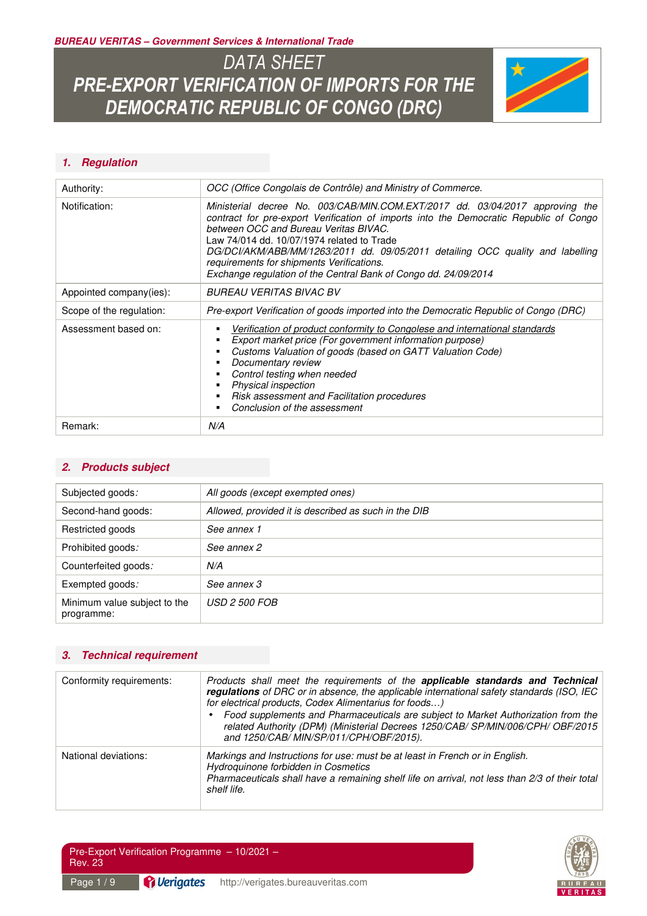**BUREAU VERITAS – Government Services & International Trade**

# DATA SHEET
# PRE-EXPORT VERIFICATION OF IMPORTS FOR THE DEMOCRATIC REPUBLIC OF CONGO (DRC)

## 1. Regulation

| | |
|---|---|
| Authority: | *OCC (Office Congolais de Contrôle) and Ministry of Commerce.* |
| Notification: | *Ministerial decree No. 003/CAB/MIN.COM.EXT/2017 dd. 03/04/2017 approving the contract for pre-export Verification of imports into the Democratic Republic of Congo between OCC and Bureau Veritas BIVAC.*<br>Law 74/014 dd. 10/07/1974 related to Trade<br>*DG/DCI/AKM/ABB/MM/1263/2011 dd. 09/05/2011 detailing OCC quality and labelling requirements for shipments Verifications.*<br>*Exchange regulation of the Central Bank of Congo dd. 24/09/2014* |
| Appointed company(ies): | *BUREAU VERITAS BIVAC BV* |
| Scope of the regulation: | *Pre-export Verification of goods imported into the Democratic Republic of Congo (DRC)* |
| Assessment based on: | ▪ *Verification of product conformity to Congolese and international standards*<br>▪ *Export market price (For government information purpose)*<br>▪ *Customs Valuation of goods (based on GATT Valuation Code)*<br>▪ *Documentary review*<br>▪ *Control testing when needed*<br>▪ *Physical inspection*<br>▪ *Risk assessment and Facilitation procedures*<br>▪ *Conclusion of the assessment* |
| Remark: | *N/A* |

## 2. Products subject

| | |
|---|---|
| Subjected goods: | *All goods (except exempted ones)* |
| Second-hand goods: | *Allowed, provided it is described as such in the DIB* |
| Restricted goods | *See annex 1* |
| Prohibited goods: | *See annex 2* |
| Counterfeited goods: | *N/A* |
| Exempted goods: | *See annex 3* |
| Minimum value subject to the programme: | *USD 2 500 FOB* |

## 3. Technical requirement

| | |
|---|---|
| Conformity requirements: | *Products shall meet the requirements of the* ***applicable standards and Technical regulations*** *of DRC or in absence, the applicable international safety standards (ISO, IEC for electrical products, Codex Alimentarius for foods…)*<br>• *Food supplements and Pharmaceuticals are subject to Market Authorization from the related Authority (DPM) (Ministerial Decrees 1250/CAB/ SP/MIN/006/CPH/ OBF/2015 and 1250/CAB/ MIN/SP/011/CPH/OBF/2015).* |
| National deviations: | *Markings and Instructions for use: must be at least in French or in English.*<br>*Hydroquinone forbidden in Cosmetics*<br>*Pharmaceuticals shall have a remaining shelf life on arrival, not less than 2/3 of their total shelf life.* |

Pre-Export Verification Programme – 10/2021 – Rev. 23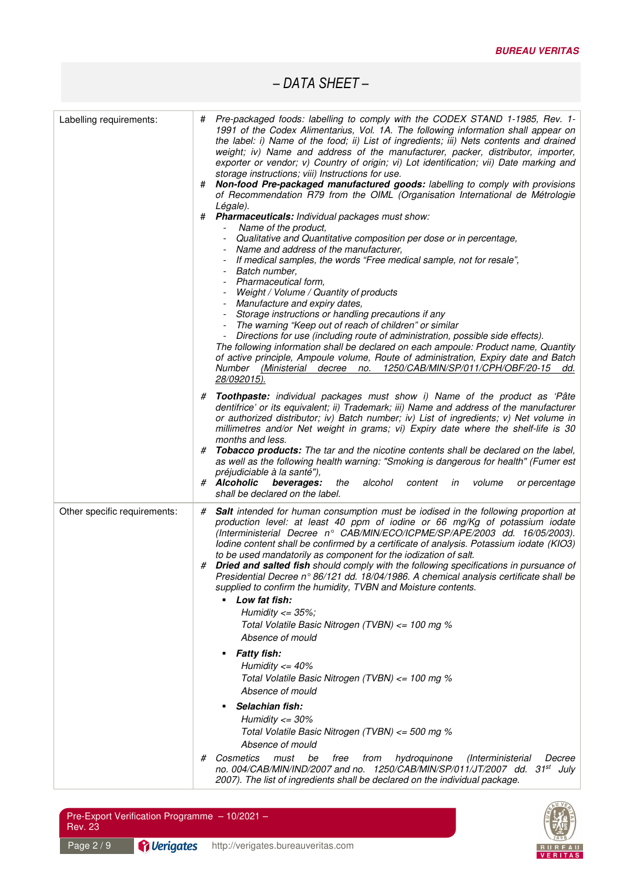## – DATA SHEET –

| | |
|---|---|
| Labelling requirements: | # *Pre-packaged foods: labelling to comply with the CODEX STAND 1-1985, Rev. 1-1991 of the Codex Alimentarius, Vol. 1A. The following information shall appear on the label: i) Name of the food; ii) List of ingredients; iii) Nets contents and drained weight; iv) Name and address of the manufacturer, packer, distributor, importer, exporter or vendor; v) Country of origin; vi) Lot identification; vii) Date marking and storage instructions; viii) Instructions for use.*<br># ***Non-food Pre-packaged manufactured goods:*** *labelling to comply with provisions of Recommendation R79 from the OIML (Organisation International de Métrologie Légale).*<br># ***Pharmaceuticals:*** *Individual packages must show:*<br>- *Name of the product,*<br>- *Qualitative and Quantitative composition per dose or in percentage,*<br>- *Name and address of the manufacturer,*<br>- *If medical samples, the words "Free medical sample, not for resale",*<br>- *Batch number,*<br>- *Pharmaceutical form,*<br>- *Weight / Volume / Quantity of products*<br>- *Manufacture and expiry dates,*<br>- *Storage instructions or handling precautions if any*<br>- *The warning "Keep out of reach of children" or similar*<br>- *Directions for use (including route of administration, possible side effects).*<br>*The following information shall be declared on each ampoule: Product name, Quantity of active principle, Ampoule volume, Route of administration, Expiry date and Batch Number* *(Ministerial decree no. 1250/CAB/MIN/SP/011/CPH/OBF/20-15 dd. 28/092015).*<br><br># ***Toothpaste:*** *individual packages must show i) Name of the product as 'Pâte dentifrice' or its equivalent; ii) Trademark; iii) Name and address of the manufacturer or authorized distributor; iv) Batch number; iv) List of ingredients; v) Net volume in millimetres and/or Net weight in grams; vi) Expiry date where the shelf-life is 30 months and less.*<br># ***Tobacco products:*** *The tar and the nicotine contents shall be declared on the label, as well as the following health warning: "Smoking is dangerous for health" (Fumer est préjudiciable à la santé"),*<br># ***Alcoholic beverages:*** *the alcohol content in volume or percentage shall be declared on the label.* |
| Other specific requirements: | # ***Salt*** *intended for human consumption must be iodised in the following proportion at production level: at least 40 ppm of iodine or 66 mg/Kg of potassium iodate (Interministerial Decree n° CAB/MIN/ECO/ICPME/SP/APE/2003 dd. 16/05/2003). Iodine content shall be confirmed by a certificate of analysis. Potassium iodate (KIO3) to be used mandatorily as component for the iodization of salt.*<br># ***Dried and salted fish*** *should comply with the following specifications in pursuance of Presidential Decree n° 86/121 dd. 18/04/1986. A chemical analysis certificate shall be supplied to confirm the humidity, TVBN and Moisture contents.*<br>▪ ***Low fat fish:***<br>*Humidity <= 35%;*<br>*Total Volatile Basic Nitrogen (TVBN) <= 100 mg %*<br>*Absence of mould*<br>▪ ***Fatty fish:***<br>*Humidity <= 40%*<br>*Total Volatile Basic Nitrogen (TVBN) <= 100 mg %*<br>*Absence of mould*<br>▪ ***Selachian fish:***<br>*Humidity <= 30%*<br>*Total Volatile Basic Nitrogen (TVBN) <= 500 mg %*<br>*Absence of mould*<br># *Cosmetics must be free from hydroquinone (Interministerial Decree no. 004/CAB/MIN/IND/2007 and no. 1250/CAB/MIN/SP/011/JT/2007 dd. 31st July 2007). The list of ingredients shall be declared on the individual package.* |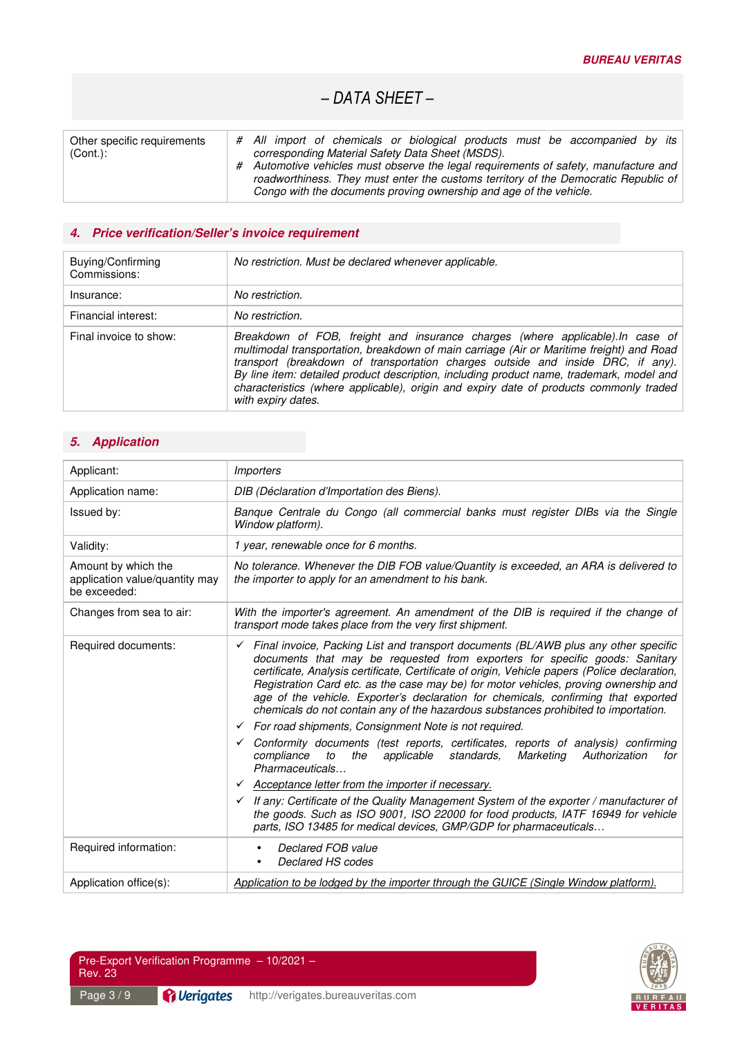## – DATA SHEET –

| | |
|---|---|
| Other specific requirements (Cont.): | # *All import of chemicals or biological products must be accompanied by its corresponding Material Safety Data Sheet (MSDS).*<br># *Automotive vehicles must observe the legal requirements of safety, manufacture and roadworthiness. They must enter the customs territory of the Democratic Republic of Congo with the documents proving ownership and age of the vehicle.* |

### 4. Price verification/Seller's invoice requirement

| | |
|---|---|
| Buying/Confirming Commissions: | *No restriction. Must be declared whenever applicable.* |
| Insurance: | *No restriction.* |
| Financial interest: | *No restriction.* |
| Final invoice to show: | *Breakdown of FOB, freight and insurance charges (where applicable).In case of multimodal transportation, breakdown of main carriage (Air or Maritime freight) and Road transport (breakdown of transportation charges outside and inside DRC, if any). By line item: detailed product description, including product name, trademark, model and characteristics (where applicable), origin and expiry date of products commonly traded with expiry dates.* |

### 5. Application

| | |
|---|---|
| Applicant: | *Importers* |
| Application name: | *DIB (Déclaration d'Importation des Biens).* |
| Issued by: | *Banque Centrale du Congo (all commercial banks must register DIBs via the Single Window platform).* |
| Validity: | *1 year, renewable once for 6 months.* |
| Amount by which the application value/quantity may be exceeded: | *No tolerance. Whenever the DIB FOB value/Quantity is exceeded, an ARA is delivered to the importer to apply for an amendment to his bank.* |
| Changes from sea to air: | *With the importer's agreement. An amendment of the DIB is required if the change of transport mode takes place from the very first shipment.* |
| Required documents: | ✓ *Final invoice, Packing List and transport documents (BL/AWB plus any other specific documents that may be requested from exporters for specific goods: Sanitary certificate, Analysis certificate, Certificate of origin, Vehicle papers (Police declaration, Registration Card etc. as the case may be) for motor vehicles, proving ownership and age of the vehicle. Exporter's declaration for chemicals, confirming that exported chemicals do not contain any of the hazardous substances prohibited to importation.*<br>✓ *For road shipments, Consignment Note is not required.*<br>✓ *Conformity documents (test reports, certificates, reports of analysis) confirming compliance to the applicable standards, Marketing Authorization for Pharmaceuticals…*<br>✓ *Acceptance letter from the importer if necessary.*<br>✓ *If any: Certificate of the Quality Management System of the exporter / manufacturer of the goods. Such as ISO 9001, ISO 22000 for food products, IATF 16949 for vehicle parts, ISO 13485 for medical devices, GMP/GDP for pharmaceuticals…* |
| Required information: | • *Declared FOB value*<br>• *Declared HS codes* |
| Application office(s): | *Application to be lodged by the importer through the GUICE (Single Window platform).* |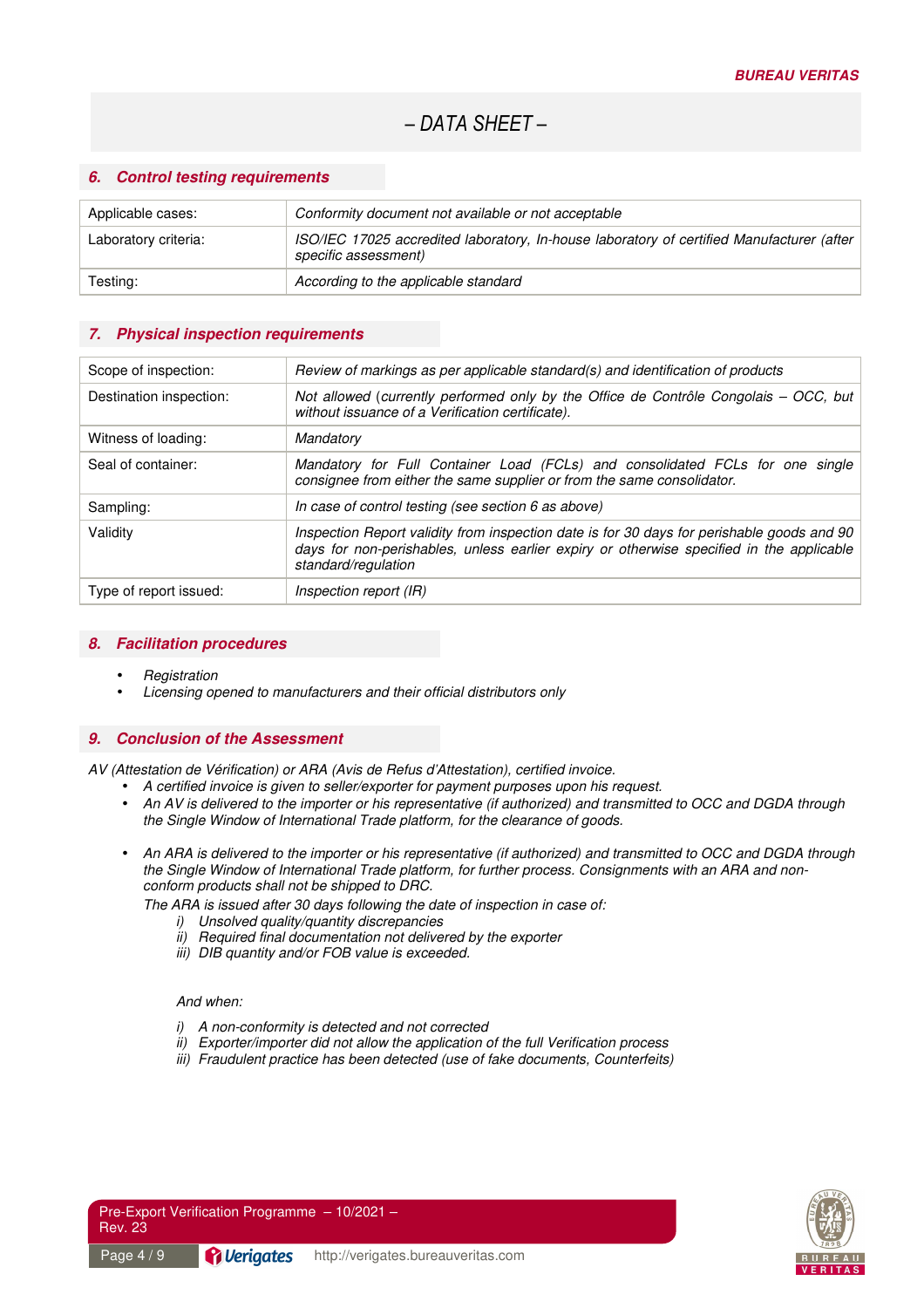– DATA SHEET –

## 6. Control testing requirements

| | |
|---|---|
| Applicable cases: | *Conformity document not available or not acceptable* |
| Laboratory criteria: | *ISO/IEC 17025 accredited laboratory, In-house laboratory of certified Manufacturer (after specific assessment)* |
| Testing: | *According to the applicable standard* |

## 7. Physical inspection requirements

| | |
|---|---|
| Scope of inspection: | *Review of markings as per applicable standard(s) and identification of products* |
| Destination inspection: | *Not allowed (currently performed only by the Office de Contrôle Congolais – OCC, but without issuance of a Verification certificate).* |
| Witness of loading: | *Mandatory* |
| Seal of container: | *Mandatory for Full Container Load (FCLs) and consolidated FCLs for one single consignee from either the same supplier or from the same consolidator.* |
| Sampling: | *In case of control testing (see section 6 as above)* |
| Validity | *Inspection Report validity from inspection date is for 30 days for perishable goods and 90 days for non-perishables, unless earlier expiry or otherwise specified in the applicable standard/regulation* |
| Type of report issued: | *Inspection report (IR)* |

## 8. Facilitation procedures

- *Registration*
- *Licensing opened to manufacturers and their official distributors only*

## 9. Conclusion of the Assessment

*AV (Attestation de Vérification) or ARA (Avis de Refus d'Attestation), certified invoice.*

- *A certified invoice is given to seller/exporter for payment purposes upon his request.*
- *An AV is delivered to the importer or his representative (if authorized) and transmitted to OCC and DGDA through the Single Window of International Trade platform, for the clearance of goods.*
- *An ARA is delivered to the importer or his representative (if authorized) and transmitted to OCC and DGDA through the Single Window of International Trade platform, for further process. Consignments with an ARA and non-conform products shall not be shipped to DRC.*

  *The ARA is issued after 30 days following the date of inspection in case of:*
  
  i) *Unsolved quality/quantity discrepancies*
  ii) *Required final documentation not delivered by the exporter*
  iii) *DIB quantity and/or FOB value is exceeded.*

  *And when:*

  i) *A non-conformity is detected and not corrected*
  ii) *Exporter/importer did not allow the application of the full Verification process*
  iii) *Fraudulent practice has been detected (use of fake documents, Counterfeits)*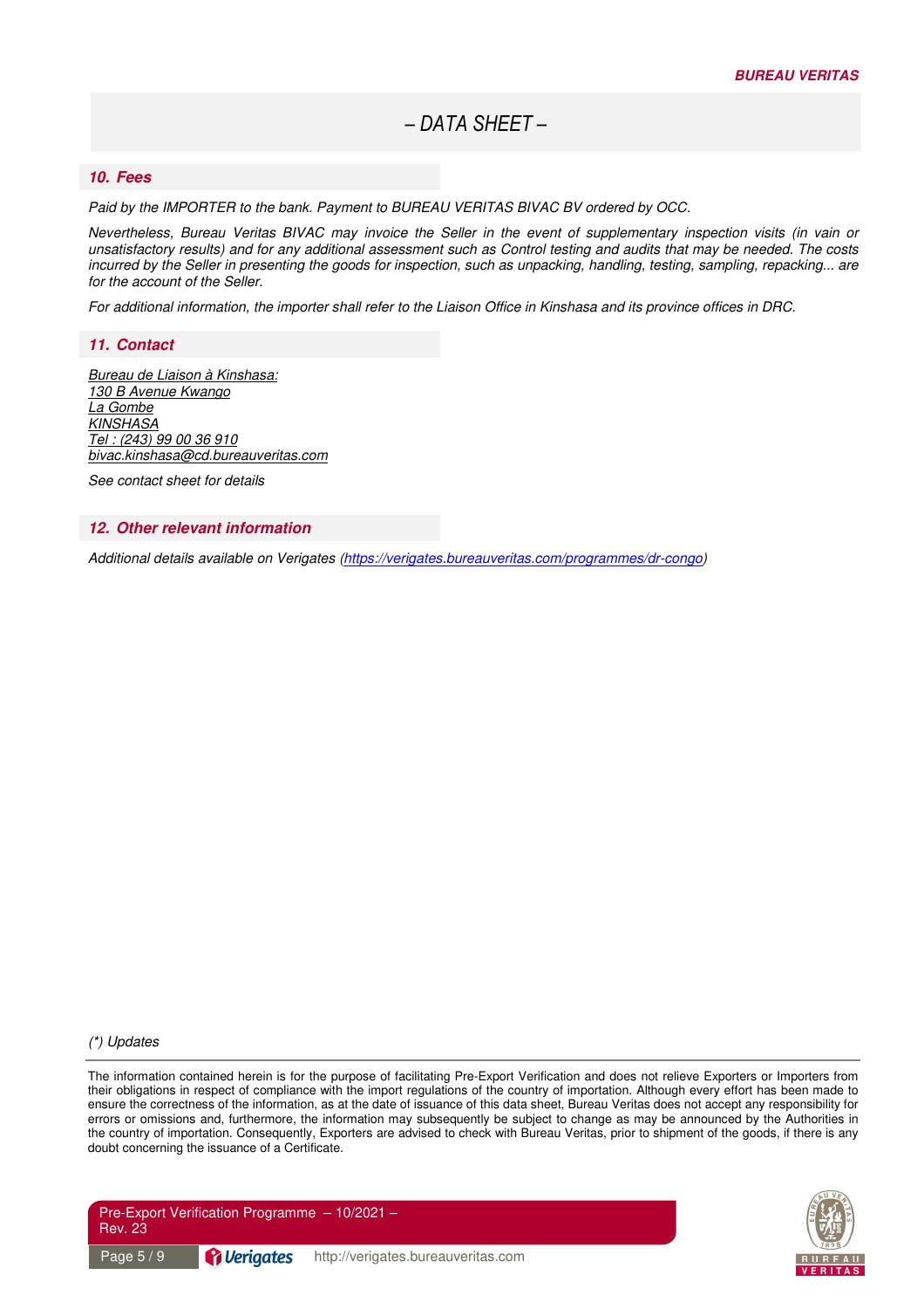## 10. Fees

*Paid by the IMPORTER to the bank. Payment to BUREAU VERITAS BIVAC BV ordered by OCC.*

*Nevertheless, Bureau Veritas BIVAC may invoice the Seller in the event of supplementary inspection visits (in vain or unsatisfactory results) and for any additional assessment such as Control testing and audits that may be needed. The costs incurred by the Seller in presenting the goods for inspection, such as unpacking, handling, testing, sampling, repacking... are for the account of the Seller.*

*For additional information, the importer shall refer to the Liaison Office in Kinshasa and its province offices in DRC.*

## 11. Contact

*Bureau de Liaison à Kinshasa:*
*130 B Avenue Kwango*
*La Gombe*
*KINSHASA*
*Tel : (243) 99 00 36 910*
*bivac.kinshasa@cd.bureauveritas.com*

*See contact sheet for details*

## 12. Other relevant information

*Additional details available on Verigates (https://verigates.bureauveritas.com/programmes/dr-congo)*

*(\*) Updates*

The information contained herein is for the purpose of facilitating Pre-Export Verification and does not relieve Exporters or Importers from their obligations in respect of compliance with the import regulations of the country of importation. Although every effort has been made to ensure the correctness of the information, as at the date of issuance of this data sheet, Bureau Veritas does not accept any responsibility for errors or omissions and, furthermore, the information may subsequently be subject to change as may be announced by the Authorities in the country of importation. Consequently, Exporters are advised to check with Bureau Veritas, prior to shipment of the goods, if there is any doubt concerning the issuance of a Certificate.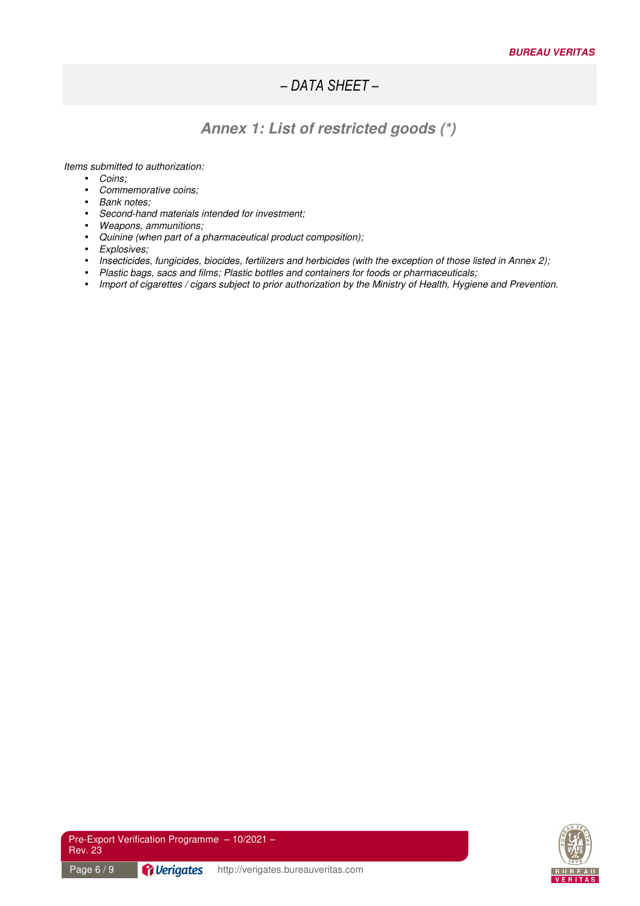# – DATA SHEET –

## Annex 1: List of restricted goods (*)

*Items submitted to authorization:*

- *Coins;*
- *Commemorative coins;*
- *Bank notes;*
- *Second-hand materials intended for investment;*
- *Weapons, ammunitions;*
- *Quinine (when part of a pharmaceutical product composition);*
- *Explosives;*
- *Insecticides, fungicides, biocides, fertilizers and herbicides (with the exception of those listed in Annex 2);*
- *Plastic bags, sacs and films; Plastic bottles and containers for foods or pharmaceuticals;*
- *Import of cigarettes / cigars subject to prior authorization by the Ministry of Health, Hygiene and Prevention.*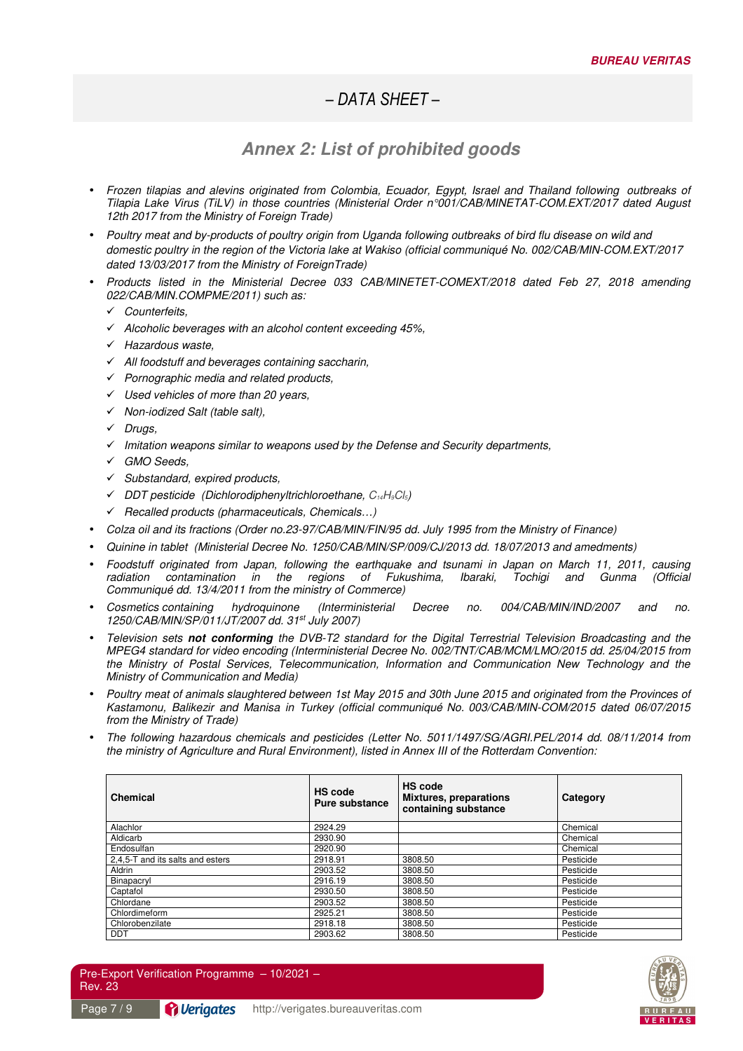# – DATA SHEET –

## Annex 2: List of prohibited goods

- *Frozen tilapias and alevins originated from Colombia, Ecuador, Egypt, Israel and Thailand following outbreaks of Tilapia Lake Virus (TiLV) in those countries (Ministerial Order n°001/CAB/MINETAT-COM.EXT/2017 dated August 12th 2017 from the Ministry of Foreign Trade)*
- *Poultry meat and by-products of poultry origin from Uganda following outbreaks of bird flu disease on wild and domestic poultry in the region of the Victoria lake at Wakiso (official communiqué No. 002/CAB/MIN-COM.EXT/2017 dated 13/03/2017 from the Ministry of ForeignTrade)*
- *Products listed in the Ministerial Decree 033 CAB/MINETET-COMEXT/2018 dated Feb 27, 2018 amending 022/CAB/MIN.COMPME/2011) such as:*
  - ✓ *Counterfeits,*
  - ✓ *Alcoholic beverages with an alcohol content exceeding 45%,*
  - ✓ *Hazardous waste,*
  - ✓ *All foodstuff and beverages containing saccharin,*
  - ✓ *Pornographic media and related products,*
  - ✓ *Used vehicles of more than 20 years,*
  - ✓ *Non-iodized Salt (table salt),*
  - ✓ *Drugs,*
  - ✓ *Imitation weapons similar to weapons used by the Defense and Security departments,*
  - ✓ *GMO Seeds,*
  - ✓ *Substandard, expired products,*
  - ✓ *DDT pesticide (Dichlorodiphenyltrichloroethane, $C_{14}H_9Cl_5$)*
  - ✓ *Recalled products (pharmaceuticals, Chemicals…)*
- *Colza oil and its fractions (Order no.23-97/CAB/MIN/FIN/95 dd. July 1995 from the Ministry of Finance)*
- *Quinine in tablet (Ministerial Decree No. 1250/CAB/MIN/SP/009/CJ/2013 dd. 18/07/2013 and amedments)*
- *Foodstuff originated from Japan, following the earthquake and tsunami in Japan on March 11, 2011, causing radiation contamination in the regions of Fukushima, Ibaraki, Tochigi and Gunma (Official Communiqué dd. 13/4/2011 from the ministry of Commerce)*
- *Cosmetics containing hydroquinone (Interministerial Decree no. 004/CAB/MIN/IND/2007 and no. 1250/CAB/MIN/SP/011/JT/2007 dd. 31st July 2007)*
- *Television sets **not conforming** the DVB-T2 standard for the Digital Terrestrial Television Broadcasting and the MPEG4 standard for video encoding (Interministerial Decree No. 002/TNT/CAB/MCM/LMO/2015 dd. 25/04/2015 from the Ministry of Postal Services, Telecommunication, Information and Communication New Technology and the Ministry of Communication and Media)*
- *Poultry meat of animals slaughtered between 1st May 2015 and 30th June 2015 and originated from the Provinces of Kastamonu, Balikezir and Manisa in Turkey (official communiqué No. 003/CAB/MIN-COM/2015 dated 06/07/2015 from the Ministry of Trade)*
- *The following hazardous chemicals and pesticides (Letter No. 5011/1497/SG/AGRI.PEL/2014 dd. 08/11/2014 from the ministry of Agriculture and Rural Environment), listed in Annex III of the Rotterdam Convention:*

| Chemical | HS code Pure substance | HS code Mixtures, preparations containing substance | Category |
|---|---|---|---|
| Alachlor | 2924.29 | | Chemical |
| Aldicarb | 2930.90 | | Chemical |
| Endosulfan | 2920.90 | | Chemical |
| 2,4,5-T and its salts and esters | 2918.91 | 3808.50 | Pesticide |
| Aldrin | 2903.52 | 3808.50 | Pesticide |
| Binapacryl | 2916.19 | 3808.50 | Pesticide |
| Captafol | 2930.50 | 3808.50 | Pesticide |
| Chlordane | 2903.52 | 3808.50 | Pesticide |
| Chlordimeform | 2925.21 | 3808.50 | Pesticide |
| Chlorobenzilate | 2918.18 | 3808.50 | Pesticide |
| DDT | 2903.62 | 3808.50 | Pesticide |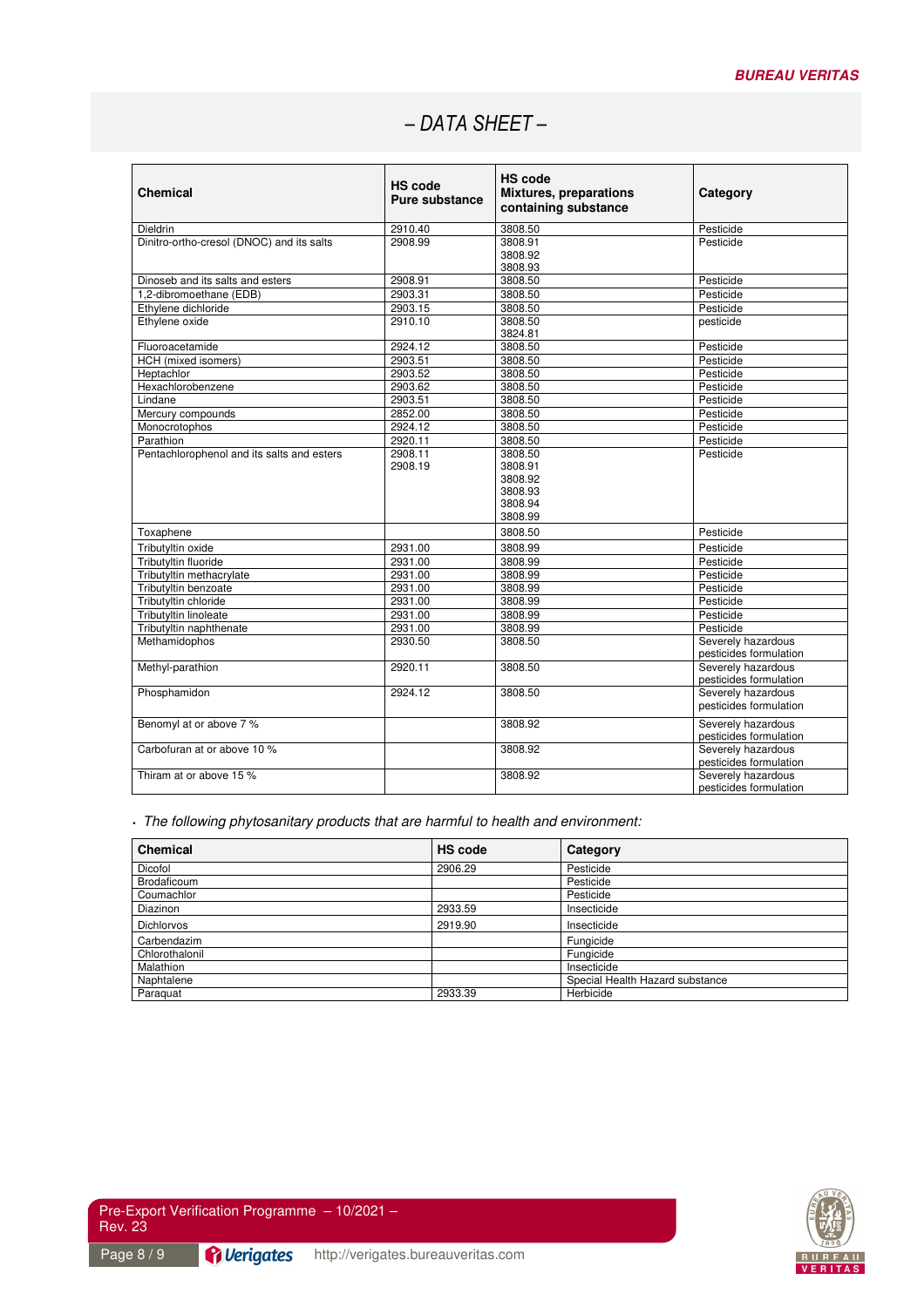# – DATA SHEET –

| Chemical | HS code Pure substance | HS code Mixtures, preparations containing substance | Category |
|---|---|---|---|
| Dieldrin | 2910.40 | 3808.50 | Pesticide |
| Dinitro-ortho-cresol (DNOC) and its salts | 2908.99 | 3808.91<br>3808.92<br>3808.93 | Pesticide |
| Dinoseb and its salts and esters | 2908.91 | 3808.50 | Pesticide |
| 1,2-dibromoethane (EDB) | 2903.31 | 3808.50 | Pesticide |
| Ethylene dichloride | 2903.15 | 3808.50 | Pesticide |
| Ethylene oxide | 2910.10 | 3808.50<br>3824.81 | pesticide |
| Fluoroacetamide | 2924.12 | 3808.50 | Pesticide |
| HCH (mixed isomers) | 2903.51 | 3808.50 | Pesticide |
| Heptachlor | 2903.52 | 3808.50 | Pesticide |
| Hexachlorobenzene | 2903.62 | 3808.50 | Pesticide |
| Lindane | 2903.51 | 3808.50 | Pesticide |
| Mercury compounds | 2852.00 | 3808.50 | Pesticide |
| Monocrotophos | 2924.12 | 3808.50 | Pesticide |
| Parathion | 2920.11 | 3808.50 | Pesticide |
| Pentachlorophenol and its salts and esters | 2908.11<br>2908.19 | 3808.50<br>3808.91<br>3808.92<br>3808.93<br>3808.94<br>3808.99 | Pesticide |
| Toxaphene | | 3808.50 | Pesticide |
| Tributyltin oxide | 2931.00 | 3808.99 | Pesticide |
| Tributyltin fluoride | 2931.00 | 3808.99 | Pesticide |
| Tributyltin methacrylate | 2931.00 | 3808.99 | Pesticide |
| Tributyltin benzoate | 2931.00 | 3808.99 | Pesticide |
| Tributyltin chloride | 2931.00 | 3808.99 | Pesticide |
| Tributyltin linoleate | 2931.00 | 3808.99 | Pesticide |
| Tributyltin naphthenate | 2931.00 | 3808.99 | Pesticide |
| Methamidophos | 2930.50 | 3808.50 | Severely hazardous pesticides formulation |
| Methyl-parathion | 2920.11 | 3808.50 | Severely hazardous pesticides formulation |
| Phosphamidon | 2924.12 | 3808.50 | Severely hazardous pesticides formulation |
| Benomyl at or above 7 % | | 3808.92 | Severely hazardous pesticides formulation |
| Carbofuran at or above 10 % | | 3808.92 | Severely hazardous pesticides formulation |
| Thiram at or above 15 % | | 3808.92 | Severely hazardous pesticides formulation |

- *The following phytosanitary products that are harmful to health and environment:*

| Chemical | HS code | Category |
|---|---|---|
| Dicofol | 2906.29 | Pesticide |
| Brodaficoum | | Pesticide |
| Coumachlor | | Pesticide |
| Diazinon | 2933.59 | Insecticide |
| Dichlorvos | 2919.90 | Insecticide |
| Carbendazim | | Fungicide |
| Chlorothalonil | | Fungicide |
| Malathion | | Insecticide |
| Naphtalene | | Special Health Hazard substance |
| Paraquat | 2933.39 | Herbicide |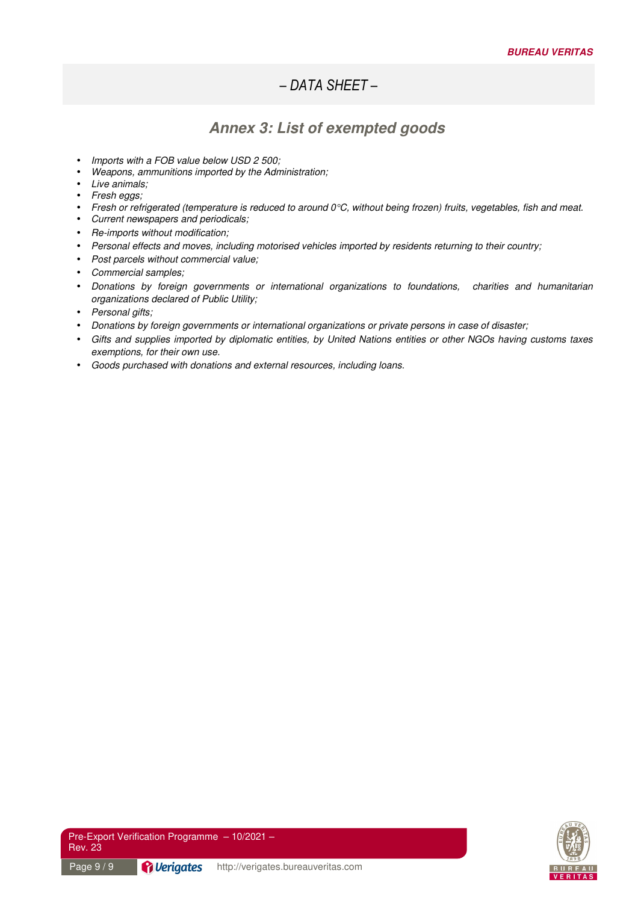# – DATA SHEET –

## Annex 3: List of exempted goods

- *Imports with a FOB value below USD 2 500;*
- *Weapons, ammunitions imported by the Administration;*
- *Live animals;*
- *Fresh eggs;*
- *Fresh or refrigerated (temperature is reduced to around 0°C, without being frozen) fruits, vegetables, fish and meat.*
- *Current newspapers and periodicals;*
- *Re-imports without modification;*
- *Personal effects and moves, including motorised vehicles imported by residents returning to their country;*
- *Post parcels without commercial value;*
- *Commercial samples;*
- *Donations by foreign governments or international organizations to foundations, charities and humanitarian organizations declared of Public Utility;*
- *Personal gifts;*
- *Donations by foreign governments or international organizations or private persons in case of disaster;*
- *Gifts and supplies imported by diplomatic entities, by United Nations entities or other NGOs having customs taxes exemptions, for their own use.*
- *Goods purchased with donations and external resources, including loans.*